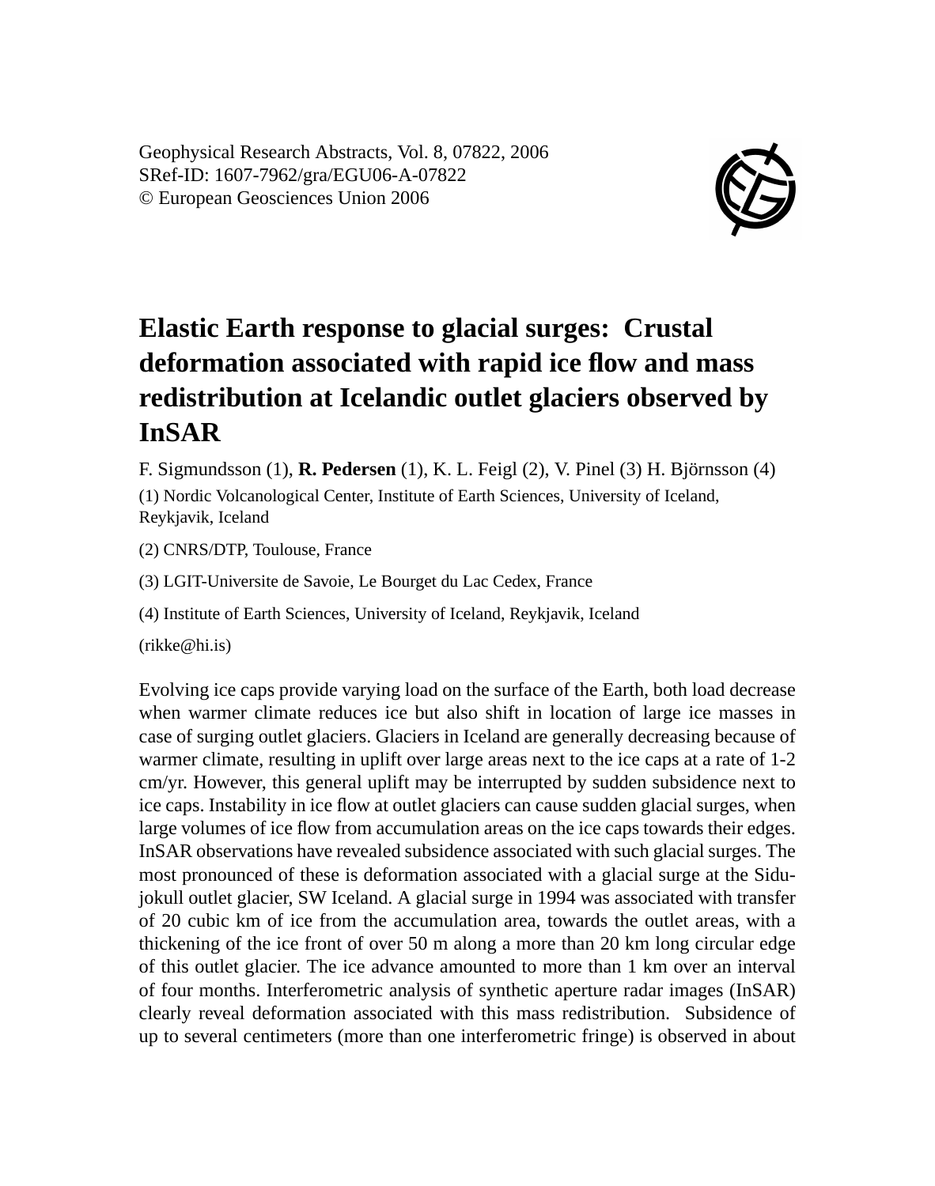Geophysical Research Abstracts, Vol. 8, 07822, 2006
SRef-ID: 1607-7962/gra/EGU06-A-07822
© European Geosciences Union 2006

# Elastic Earth response to glacial surges: Crustal deformation associated with rapid ice flow and mass redistribution at Icelandic outlet glaciers observed by InSAR

F. Sigmundsson (1), **R. Pedersen** (1), K. L. Feigl (2), V. Pinel (3) H. Björnsson (4)

(1) Nordic Volcanological Center, Institute of Earth Sciences, University of Iceland, Reykjavik, Iceland

(2) CNRS/DTP, Toulouse, France

(3) LGIT-Universite de Savoie, Le Bourget du Lac Cedex, France

(4) Institute of Earth Sciences, University of Iceland, Reykjavik, Iceland

(rikke@hi.is)

Evolving ice caps provide varying load on the surface of the Earth, both load decrease when warmer climate reduces ice but also shift in location of large ice masses in case of surging outlet glaciers. Glaciers in Iceland are generally decreasing because of warmer climate, resulting in uplift over large areas next to the ice caps at a rate of 1-2 cm/yr. However, this general uplift may be interrupted by sudden subsidence next to ice caps. Instability in ice flow at outlet glaciers can cause sudden glacial surges, when large volumes of ice flow from accumulation areas on the ice caps towards their edges. InSAR observations have revealed subsidence associated with such glacial surges. The most pronounced of these is deformation associated with a glacial surge at the Sidujokull outlet glacier, SW Iceland. A glacial surge in 1994 was associated with transfer of 20 cubic km of ice from the accumulation area, towards the outlet areas, with a thickening of the ice front of over 50 m along a more than 20 km long circular edge of this outlet glacier. The ice advance amounted to more than 1 km over an interval of four months. Interferometric analysis of synthetic aperture radar images (InSAR) clearly reveal deformation associated with this mass redistribution. Subsidence of up to several centimeters (more than one interferometric fringe) is observed in about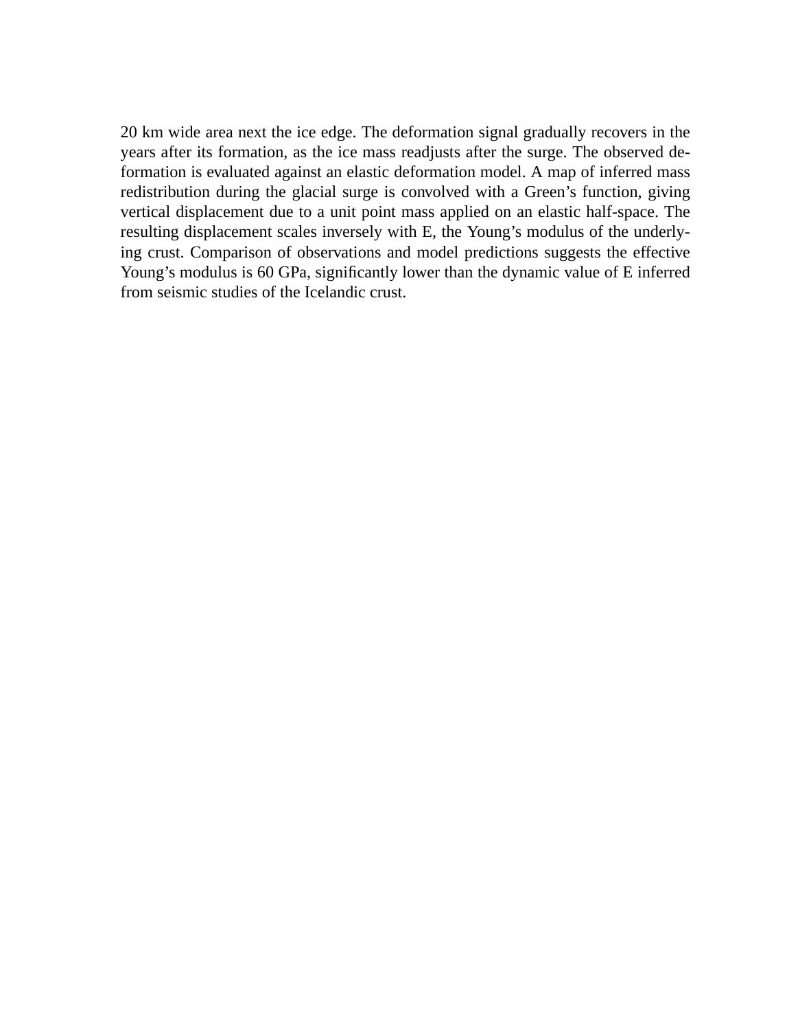20 km wide area next the ice edge. The deformation signal gradually recovers in the years after its formation, as the ice mass readjusts after the surge. The observed deformation is evaluated against an elastic deformation model. A map of inferred mass redistribution during the glacial surge is convolved with a Green's function, giving vertical displacement due to a unit point mass applied on an elastic half-space. The resulting displacement scales inversely with E, the Young's modulus of the underlying crust. Comparison of observations and model predictions suggests the effective Young's modulus is 60 GPa, significantly lower than the dynamic value of E inferred from seismic studies of the Icelandic crust.